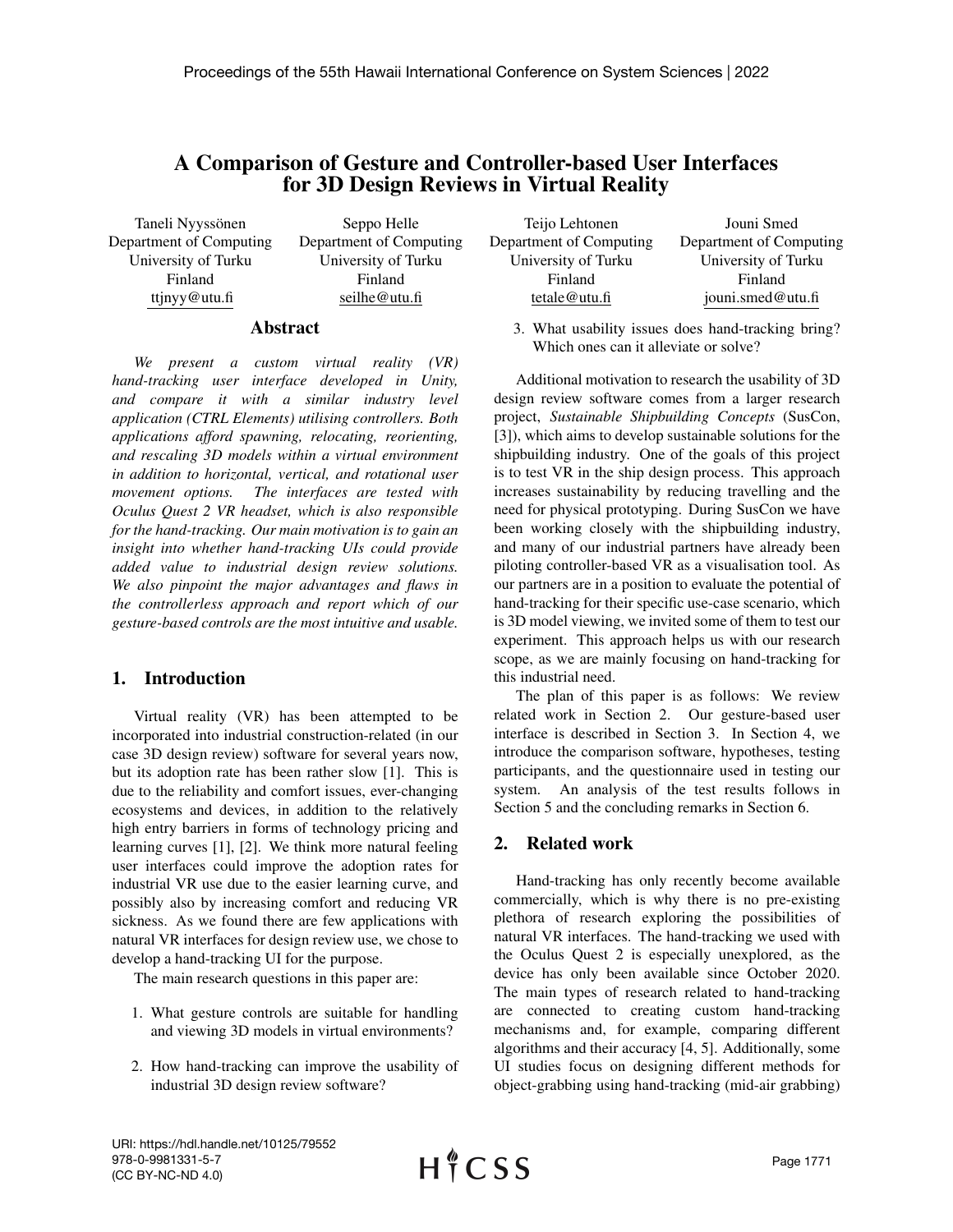# A Comparison of Gesture and Controller-based User Interfaces for 3D Design Reviews in Virtual Reality

Taneli Nyyssönen
Department of Computing
University of Turku
Finland
ttjnyy@utu.fi

Seppo Helle
Department of Computing
University of Turku
Finland
seilhe@utu.fi

Teijo Lehtonen
Department of Computing
University of Turku
Finland
tetale@utu.fi

Jouni Smed
Department of Computing
University of Turku
Finland
jouni.smed@utu.fi

## Abstract

*We present a custom virtual reality (VR) hand-tracking user interface developed in Unity, and compare it with a similar industry level application (CTRL Elements) utilising controllers. Both applications afford spawning, relocating, reorienting, and rescaling 3D models within a virtual environment in addition to horizontal, vertical, and rotational user movement options. The interfaces are tested with Oculus Quest 2 VR headset, which is also responsible for the hand-tracking. Our main motivation is to gain an insight into whether hand-tracking UIs could provide added value to industrial design review solutions. We also pinpoint the major advantages and flaws in the controllerless approach and report which of our gesture-based controls are the most intuitive and usable.*

## 1. Introduction

Virtual reality (VR) has been attempted to be incorporated into industrial construction-related (in our case 3D design review) software for several years now, but its adoption rate has been rather slow [1]. This is due to the reliability and comfort issues, ever-changing ecosystems and devices, in addition to the relatively high entry barriers in forms of technology pricing and learning curves [1], [2]. We think more natural feeling user interfaces could improve the adoption rates for industrial VR use due to the easier learning curve, and possibly also by increasing comfort and reducing VR sickness. As we found there are few applications with natural VR interfaces for design review use, we chose to develop a hand-tracking UI for the purpose.

The main research questions in this paper are:

1. What gesture controls are suitable for handling and viewing 3D models in virtual environments?
2. How hand-tracking can improve the usability of industrial 3D design review software?
3. What usability issues does hand-tracking bring? Which ones can it alleviate or solve?

Additional motivation to research the usability of 3D design review software comes from a larger research project, *Sustainable Shipbuilding Concepts* (SusCon, [3]), which aims to develop sustainable solutions for the shipbuilding industry. One of the goals of this project is to test VR in the ship design process. This approach increases sustainability by reducing travelling and the need for physical prototyping. During SusCon we have been working closely with the shipbuilding industry, and many of our industrial partners have already been piloting controller-based VR as a visualisation tool. As our partners are in a position to evaluate the potential of hand-tracking for their specific use-case scenario, which is 3D model viewing, we invited some of them to test our experiment. This approach helps us with our research scope, as we are mainly focusing on hand-tracking for this industrial need.

The plan of this paper is as follows: We review related work in Section 2. Our gesture-based user interface is described in Section 3. In Section 4, we introduce the comparison software, hypotheses, testing participants, and the questionnaire used in testing our system. An analysis of the test results follows in Section 5 and the concluding remarks in Section 6.

## 2. Related work

Hand-tracking has only recently become available commercially, which is why there is no pre-existing plethora of research exploring the possibilities of natural VR interfaces. The hand-tracking we used with the Oculus Quest 2 is especially unexplored, as the device has only been available since October 2020. The main types of research related to hand-tracking are connected to creating custom hand-tracking mechanisms and, for example, comparing different algorithms and their accuracy [4, 5]. Additionally, some UI studies focus on designing different methods for object-grabbing using hand-tracking (mid-air grabbing)

URI: https://hdl.handle.net/10125/79552
978-0-9981331-5-7
(CC BY-NC-ND 4.0)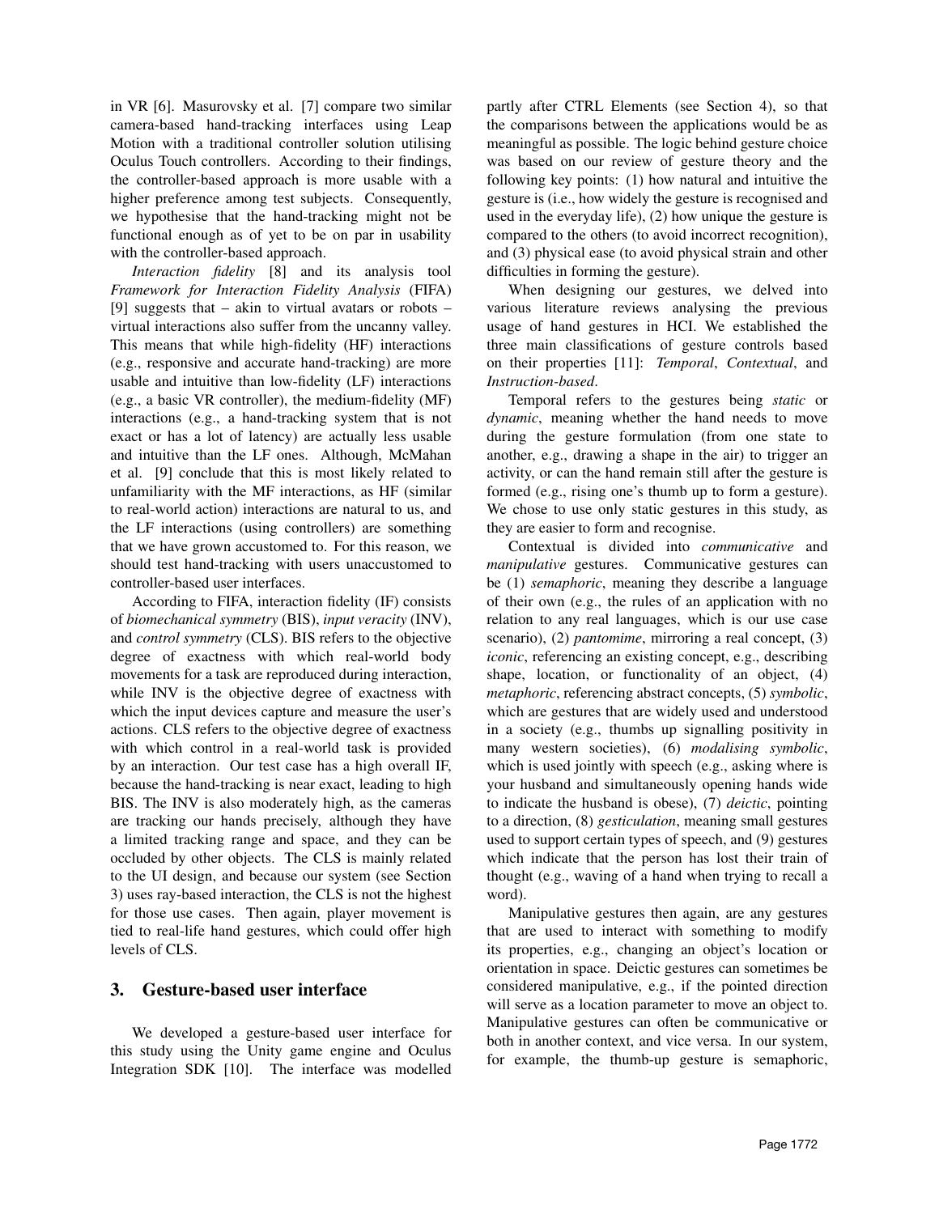in VR [6]. Masurovsky et al. [7] compare two similar camera-based hand-tracking interfaces using Leap Motion with a traditional controller solution utilising Oculus Touch controllers. According to their findings, the controller-based approach is more usable with a higher preference among test subjects. Consequently, we hypothesise that the hand-tracking might not be functional enough as of yet to be on par in usability with the controller-based approach.

*Interaction fidelity* [8] and its analysis tool *Framework for Interaction Fidelity Analysis* (FIFA) [9] suggests that – akin to virtual avatars or robots – virtual interactions also suffer from the uncanny valley. This means that while high-fidelity (HF) interactions (e.g., responsive and accurate hand-tracking) are more usable and intuitive than low-fidelity (LF) interactions (e.g., a basic VR controller), the medium-fidelity (MF) interactions (e.g., a hand-tracking system that is not exact or has a lot of latency) are actually less usable and intuitive than the LF ones. Although, McMahan et al. [9] conclude that this is most likely related to unfamiliarity with the MF interactions, as HF (similar to real-world action) interactions are natural to us, and the LF interactions (using controllers) are something that we have grown accustomed to. For this reason, we should test hand-tracking with users unaccustomed to controller-based user interfaces.

According to FIFA, interaction fidelity (IF) consists of *biomechanical symmetry* (BIS), *input veracity* (INV), and *control symmetry* (CLS). BIS refers to the objective degree of exactness with which real-world body movements for a task are reproduced during interaction, while INV is the objective degree of exactness with which the input devices capture and measure the user's actions. CLS refers to the objective degree of exactness with which control in a real-world task is provided by an interaction. Our test case has a high overall IF, because the hand-tracking is near exact, leading to high BIS. The INV is also moderately high, as the cameras are tracking our hands precisely, although they have a limited tracking range and space, and they can be occluded by other objects. The CLS is mainly related to the UI design, and because our system (see Section 3) uses ray-based interaction, the CLS is not the highest for those use cases. Then again, player movement is tied to real-life hand gestures, which could offer high levels of CLS.

## 3. Gesture-based user interface

We developed a gesture-based user interface for this study using the Unity game engine and Oculus Integration SDK [10]. The interface was modelled partly after CTRL Elements (see Section 4), so that the comparisons between the applications would be as meaningful as possible. The logic behind gesture choice was based on our review of gesture theory and the following key points: (1) how natural and intuitive the gesture is (i.e., how widely the gesture is recognised and used in the everyday life), (2) how unique the gesture is compared to the others (to avoid incorrect recognition), and (3) physical ease (to avoid physical strain and other difficulties in forming the gesture).

When designing our gestures, we delved into various literature reviews analysing the previous usage of hand gestures in HCI. We established the three main classifications of gesture controls based on their properties [11]: *Temporal*, *Contextual*, and *Instruction-based*.

Temporal refers to the gestures being *static* or *dynamic*, meaning whether the hand needs to move during the gesture formulation (from one state to another, e.g., drawing a shape in the air) to trigger an activity, or can the hand remain still after the gesture is formed (e.g., rising one's thumb up to form a gesture). We chose to use only static gestures in this study, as they are easier to form and recognise.

Contextual is divided into *communicative* and *manipulative* gestures. Communicative gestures can be (1) *semaphoric*, meaning they describe a language of their own (e.g., the rules of an application with no relation to any real languages, which is our use case scenario), (2) *pantomime*, mirroring a real concept, (3) *iconic*, referencing an existing concept, e.g., describing shape, location, or functionality of an object, (4) *metaphoric*, referencing abstract concepts, (5) *symbolic*, which are gestures that are widely used and understood in a society (e.g., thumbs up signalling positivity in many western societies), (6) *modalising symbolic*, which is used jointly with speech (e.g., asking where is your husband and simultaneously opening hands wide to indicate the husband is obese), (7) *deictic*, pointing to a direction, (8) *gesticulation*, meaning small gestures used to support certain types of speech, and (9) gestures which indicate that the person has lost their train of thought (e.g., waving of a hand when trying to recall a word).

Manipulative gestures then again, are any gestures that are used to interact with something to modify its properties, e.g., changing an object's location or orientation in space. Deictic gestures can sometimes be considered manipulative, e.g., if the pointed direction will serve as a location parameter to move an object to. Manipulative gestures can often be communicative or both in another context, and vice versa. In our system, for example, the thumb-up gesture is semaphoric,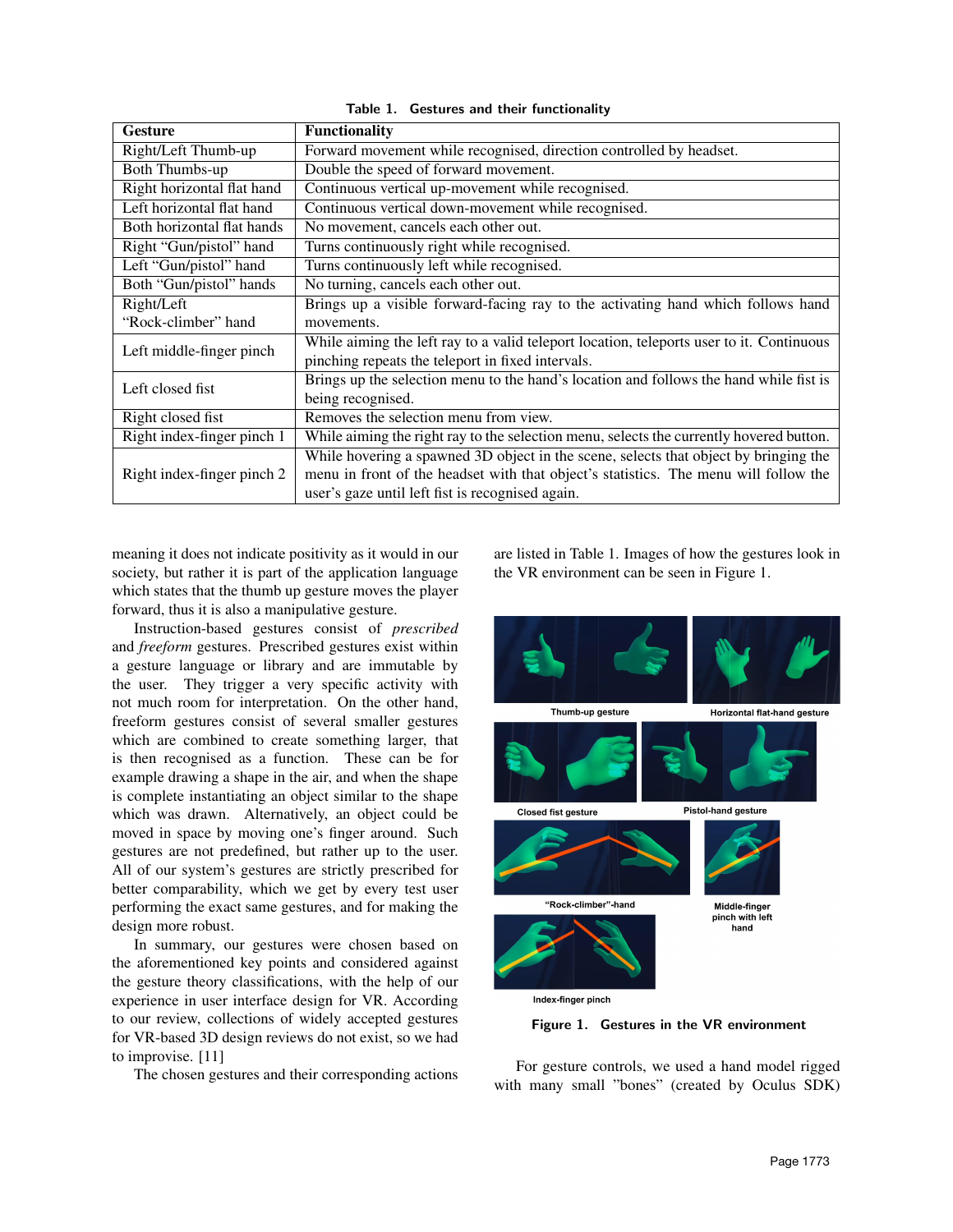Table 1. Gestures and their functionality

| Gesture | Functionality |
|---|---|
| Right/Left Thumb-up | Forward movement while recognised, direction controlled by headset. |
| Both Thumbs-up | Double the speed of forward movement. |
| Right horizontal flat hand | Continuous vertical up-movement while recognised. |
| Left horizontal flat hand | Continuous vertical down-movement while recognised. |
| Both horizontal flat hands | No movement, cancels each other out. |
| Right "Gun/pistol" hand | Turns continuously right while recognised. |
| Left "Gun/pistol" hand | Turns continuously left while recognised. |
| Both "Gun/pistol" hands | No turning, cancels each other out. |
| Right/Left "Rock-climber" hand | Brings up a visible forward-facing ray to the activating hand which follows hand movements. |
| Left middle-finger pinch | While aiming the left ray to a valid teleport location, teleports user to it. Continuous pinching repeats the teleport in fixed intervals. |
| Left closed fist | Brings up the selection menu to the hand's location and follows the hand while fist is being recognised. |
| Right closed fist | Removes the selection menu from view. |
| Right index-finger pinch 1 | While aiming the right ray to the selection menu, selects the currently hovered button. |
| Right index-finger pinch 2 | While hovering a spawned 3D object in the scene, selects that object by bringing the menu in front of the headset with that object's statistics. The menu will follow the user's gaze until left fist is recognised again. |

meaning it does not indicate positivity as it would in our society, but rather it is part of the application language which states that the thumb up gesture moves the player forward, thus it is also a manipulative gesture.

Instruction-based gestures consist of *prescribed* and *freeform* gestures. Prescribed gestures exist within a gesture language or library and are immutable by the user. They trigger a very specific activity with not much room for interpretation. On the other hand, freeform gestures consist of several smaller gestures which are combined to create something larger, that is then recognised as a function. These can be for example drawing a shape in the air, and when the shape is complete instantiating an object similar to the shape which was drawn. Alternatively, an object could be moved in space by moving one's finger around. Such gestures are not predefined, but rather up to the user. All of our system's gestures are strictly prescribed for better comparability, which we get by every test user performing the exact same gestures, and for making the design more robust.

In summary, our gestures were chosen based on the aforementioned key points and considered against the gesture theory classifications, with the help of our experience in user interface design for VR. According to our review, collections of widely accepted gestures for VR-based 3D design reviews do not exist, so we had to improvise. [11]

The chosen gestures and their corresponding actions are listed in Table 1. Images of how the gestures look in the VR environment can be seen in Figure 1.

Thumb-up gesture

Horizontal flat-hand gesture

Closed fist gesture

Pistol-hand gesture

"Rock-climber"-hand

Middle-finger pinch with left hand

Index-finger pinch

Figure 1. Gestures in the VR environment

For gesture controls, we used a hand model rigged with many small "bones" (created by Oculus SDK)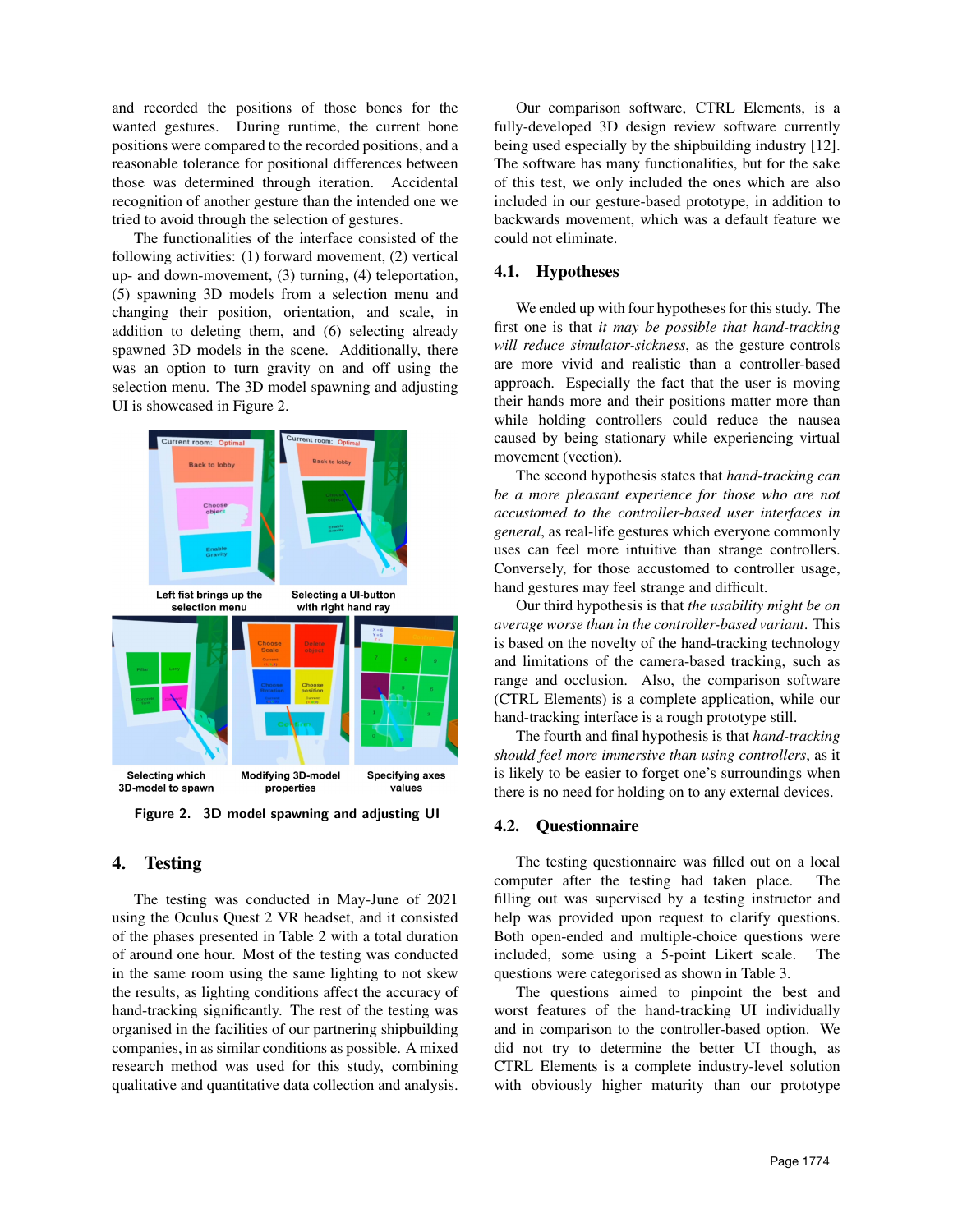and recorded the positions of those bones for the wanted gestures. During runtime, the current bone positions were compared to the recorded positions, and a reasonable tolerance for positional differences between those was determined through iteration. Accidental recognition of another gesture than the intended one we tried to avoid through the selection of gestures.

The functionalities of the interface consisted of the following activities: (1) forward movement, (2) vertical up- and down-movement, (3) turning, (4) teleportation, (5) spawning 3D models from a selection menu and changing their position, orientation, and scale, in addition to deleting them, and (6) selecting already spawned 3D models in the scene. Additionally, there was an option to turn gravity on and off using the selection menu. The 3D model spawning and adjusting UI is showcased in Figure 2.

Figure 2. 3D model spawning and adjusting UI

## 4. Testing

The testing was conducted in May-June of 2021 using the Oculus Quest 2 VR headset, and it consisted of the phases presented in Table 2 with a total duration of around one hour. Most of the testing was conducted in the same room using the same lighting to not skew the results, as lighting conditions affect the accuracy of hand-tracking significantly. The rest of the testing was organised in the facilities of our partnering shipbuilding companies, in as similar conditions as possible. A mixed research method was used for this study, combining qualitative and quantitative data collection and analysis.

Our comparison software, CTRL Elements, is a fully-developed 3D design review software currently being used especially by the shipbuilding industry [12]. The software has many functionalities, but for the sake of this test, we only included the ones which are also included in our gesture-based prototype, in addition to backwards movement, which was a default feature we could not eliminate.

### 4.1. Hypotheses

We ended up with four hypotheses for this study. The first one is that *it may be possible that hand-tracking will reduce simulator-sickness*, as the gesture controls are more vivid and realistic than a controller-based approach. Especially the fact that the user is moving their hands more and their positions matter more than while holding controllers could reduce the nausea caused by being stationary while experiencing virtual movement (vection).

The second hypothesis states that *hand-tracking can be a more pleasant experience for those who are not accustomed to the controller-based user interfaces in general*, as real-life gestures which everyone commonly uses can feel more intuitive than strange controllers. Conversely, for those accustomed to controller usage, hand gestures may feel strange and difficult.

Our third hypothesis is that *the usability might be on average worse than in the controller-based variant*. This is based on the novelty of the hand-tracking technology and limitations of the camera-based tracking, such as range and occlusion. Also, the comparison software (CTRL Elements) is a complete application, while our hand-tracking interface is a rough prototype still.

The fourth and final hypothesis is that *hand-tracking should feel more immersive than using controllers*, as it is likely to be easier to forget one's surroundings when there is no need for holding on to any external devices.

### 4.2. Questionnaire

The testing questionnaire was filled out on a local computer after the testing had taken place. The filling out was supervised by a testing instructor and help was provided upon request to clarify questions. Both open-ended and multiple-choice questions were included, some using a 5-point Likert scale. The questions were categorised as shown in Table 3.

The questions aimed to pinpoint the best and worst features of the hand-tracking UI individually and in comparison to the controller-based option. We did not try to determine the better UI though, as CTRL Elements is a complete industry-level solution with obviously higher maturity than our prototype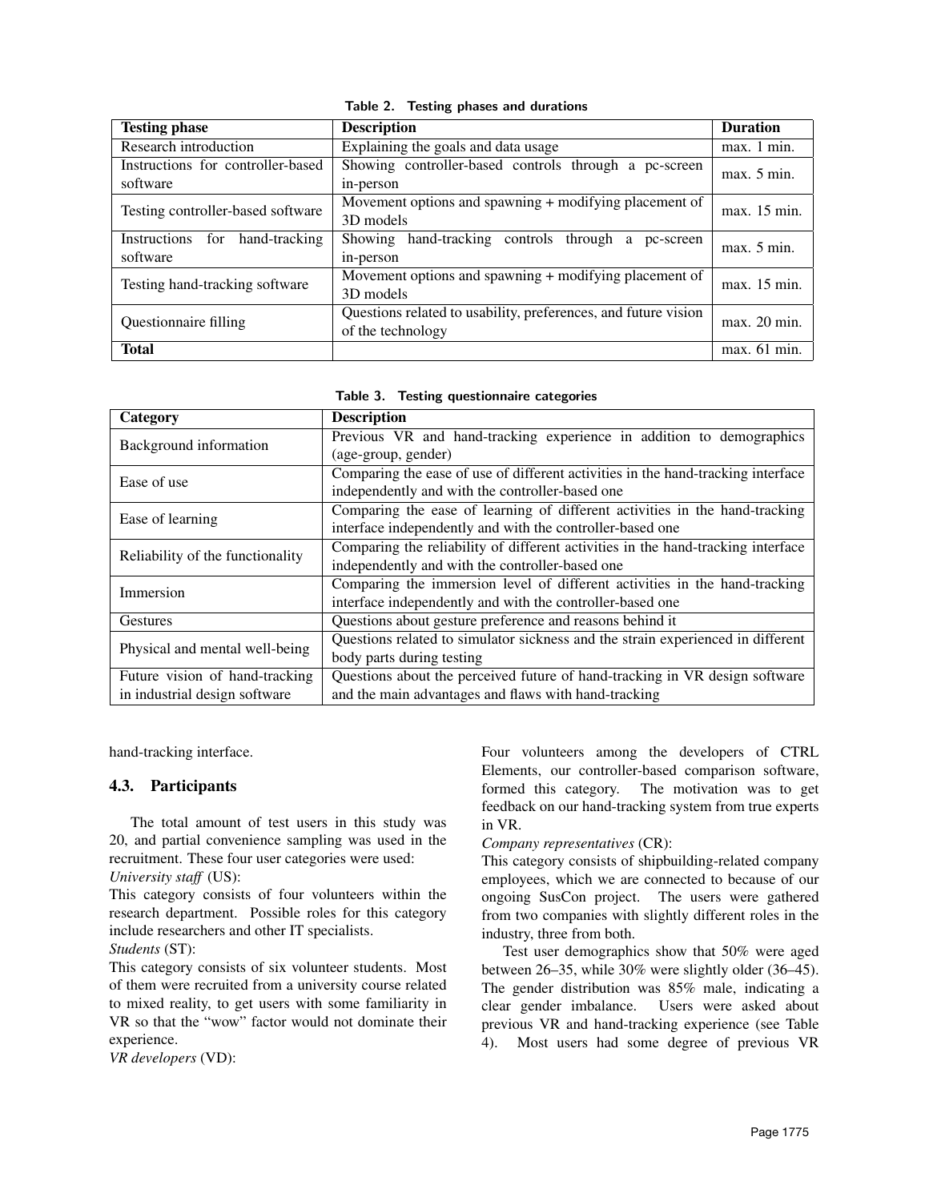Table 2. Testing phases and durations

| Testing phase | Description | Duration |
| --- | --- | --- |
| Research introduction | Explaining the goals and data usage | max. 1 min. |
| Instructions for controller-based software | Showing controller-based controls through a pc-screen in-person | max. 5 min. |
| Testing controller-based software | Movement options and spawning + modifying placement of 3D models | max. 15 min. |
| Instructions for hand-tracking software | Showing hand-tracking controls through a pc-screen in-person | max. 5 min. |
| Testing hand-tracking software | Movement options and spawning + modifying placement of 3D models | max. 15 min. |
| Questionnaire filling | Questions related to usability, preferences, and future vision of the technology | max. 20 min. |
| **Total** | | max. 61 min. |

Table 3. Testing questionnaire categories

| Category | Description |
| --- | --- |
| Background information | Previous VR and hand-tracking experience in addition to demographics (age-group, gender) |
| Ease of use | Comparing the ease of use of different activities in the hand-tracking interface independently and with the controller-based one |
| Ease of learning | Comparing the ease of learning of different activities in the hand-tracking interface independently and with the controller-based one |
| Reliability of the functionality | Comparing the reliability of different activities in the hand-tracking interface independently and with the controller-based one |
| Immersion | Comparing the immersion level of different activities in the hand-tracking interface independently and with the controller-based one |
| Gestures | Questions about gesture preference and reasons behind it |
| Physical and mental well-being | Questions related to simulator sickness and the strain experienced in different body parts during testing |
| Future vision of hand-tracking in industrial design software | Questions about the perceived future of hand-tracking in VR design software and the main advantages and flaws with hand-tracking |

hand-tracking interface.

### 4.3. Participants

The total amount of test users in this study was 20, and partial convenience sampling was used in the recruitment. These four user categories were used:

*University staff* (US):
This category consists of four volunteers within the research department. Possible roles for this category include researchers and other IT specialists.

*Students* (ST):
This category consists of six volunteer students. Most of them were recruited from a university course related to mixed reality, to get users with some familiarity in VR so that the "wow" factor would not dominate their experience.

*VR developers* (VD):
Four volunteers among the developers of CTRL Elements, our controller-based comparison software, formed this category. The motivation was to get feedback on our hand-tracking system from true experts in VR.

*Company representatives* (CR):
This category consists of shipbuilding-related company employees, which we are connected to because of our ongoing SusCon project. The users were gathered from two companies with slightly different roles in the industry, three from both.

Test user demographics show that 50% were aged between 26–35, while 30% were slightly older (36–45). The gender distribution was 85% male, indicating a clear gender imbalance. Users were asked about previous VR and hand-tracking experience (see Table 4). Most users had some degree of previous VR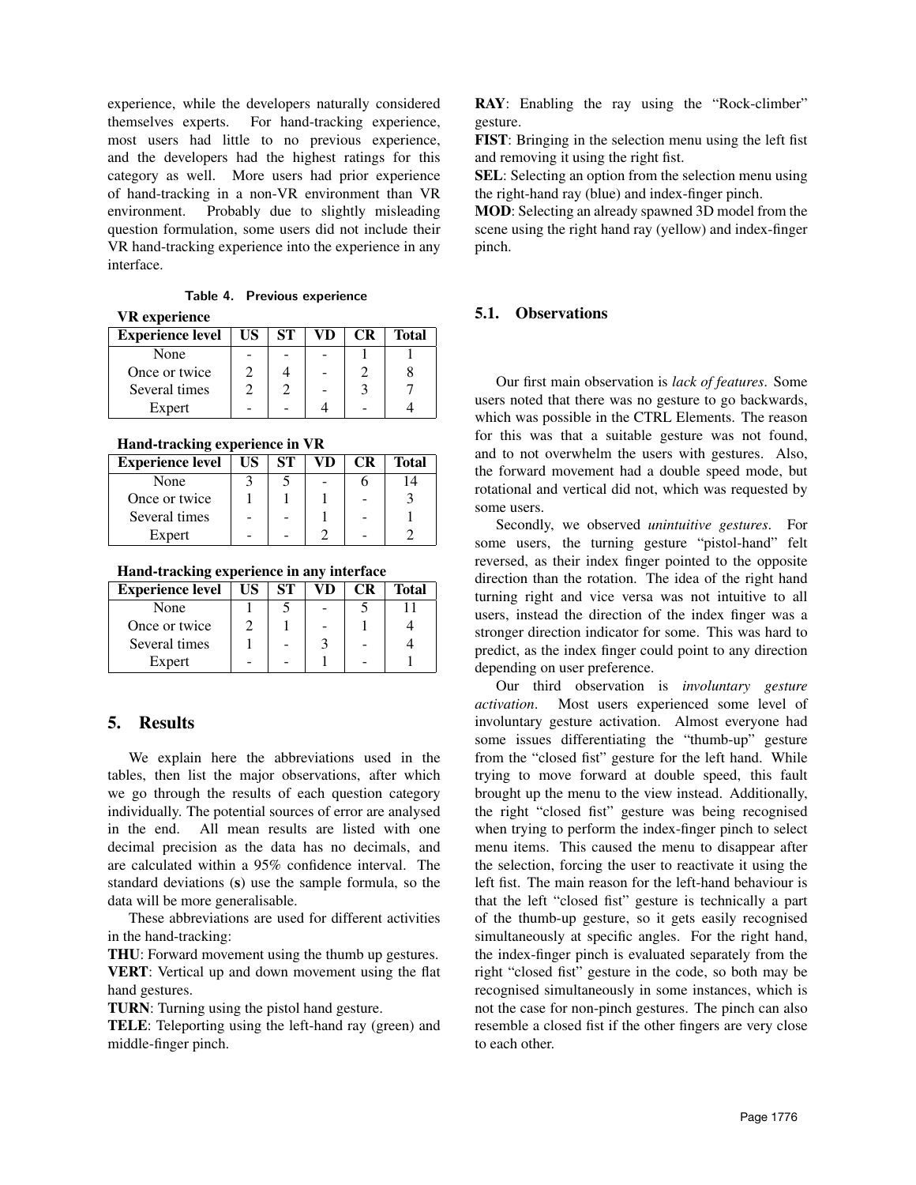experience, while the developers naturally considered themselves experts. For hand-tracking experience, most users had little to no previous experience, and the developers had the highest ratings for this category as well. More users had prior experience of hand-tracking in a non-VR environment than VR environment. Probably due to slightly misleading question formulation, some users did not include their VR hand-tracking experience into the experience in any interface.

Table 4. Previous experience

**VR experience**

| Experience level | US | ST | VD | CR | Total |
|---|---|---|---|---|---|
| None | - | - | - | 1 | 1 |
| Once or twice | 2 | 4 | - | 2 | 8 |
| Several times | 2 | 2 | - | 3 | 7 |
| Expert | - | - | 4 | - | 4 |

**Hand-tracking experience in VR**

| Experience level | US | ST | VD | CR | Total |
|---|---|---|---|---|---|
| None | 3 | 5 | - | 6 | 14 |
| Once or twice | 1 | 1 | 1 | - | 3 |
| Several times | - | - | 1 | - | 1 |
| Expert | - | - | 2 | - | 2 |

**Hand-tracking experience in any interface**

| Experience level | US | ST | VD | CR | Total |
|---|---|---|---|---|---|
| None | 1 | 5 | - | 5 | 11 |
| Once or twice | 2 | 1 | - | 1 | 4 |
| Several times | 1 | - | 3 | - | 4 |
| Expert | - | - | 1 | - | 1 |

## 5. Results

We explain here the abbreviations used in the tables, then list the major observations, after which we go through the results of each question category individually. The potential sources of error are analysed in the end. All mean results are listed with one decimal precision as the data has no decimals, and are calculated within a 95% confidence interval. The standard deviations (**s**) use the sample formula, so the data will be more generalisable.

These abbreviations are used for different activities in the hand-tracking:

**THU**: Forward movement using the thumb up gestures.
**VERT**: Vertical up and down movement using the flat hand gestures.
**TURN**: Turning using the pistol hand gesture.
**TELE**: Teleporting using the left-hand ray (green) and middle-finger pinch.
**RAY**: Enabling the ray using the "Rock-climber" gesture.
**FIST**: Bringing in the selection menu using the left fist and removing it using the right fist.
**SEL**: Selecting an option from the selection menu using the right-hand ray (blue) and index-finger pinch.
**MOD**: Selecting an already spawned 3D model from the scene using the right hand ray (yellow) and index-finger pinch.

### 5.1. Observations

Our first main observation is *lack of features*. Some users noted that there was no gesture to go backwards, which was possible in the CTRL Elements. The reason for this was that a suitable gesture was not found, and to not overwhelm the users with gestures. Also, the forward movement had a double speed mode, but rotational and vertical did not, which was requested by some users.

Secondly, we observed *unintuitive gestures*. For some users, the turning gesture "pistol-hand" felt reversed, as their index finger pointed to the opposite direction than the rotation. The idea of the right hand turning right and vice versa was not intuitive to all users, instead the direction of the index finger was a stronger direction indicator for some. This was hard to predict, as the index finger could point to any direction depending on user preference.

Our third observation is *involuntary gesture activation*. Most users experienced some level of involuntary gesture activation. Almost everyone had some issues differentiating the "thumb-up" gesture from the "closed fist" gesture for the left hand. While trying to move forward at double speed, this fault brought up the menu to the view instead. Additionally, the right "closed fist" gesture was being recognised when trying to perform the index-finger pinch to select menu items. This caused the menu to disappear after the selection, forcing the user to reactivate it using the left fist. The main reason for the left-hand behaviour is that the left "closed fist" gesture is technically a part of the thumb-up gesture, so it gets easily recognised simultaneously at specific angles. For the right hand, the index-finger pinch is evaluated separately from the right "closed fist" gesture in the code, so both may be recognised simultaneously in some instances, which is not the case for non-pinch gestures. The pinch can also resemble a closed fist if the other fingers are very close to each other.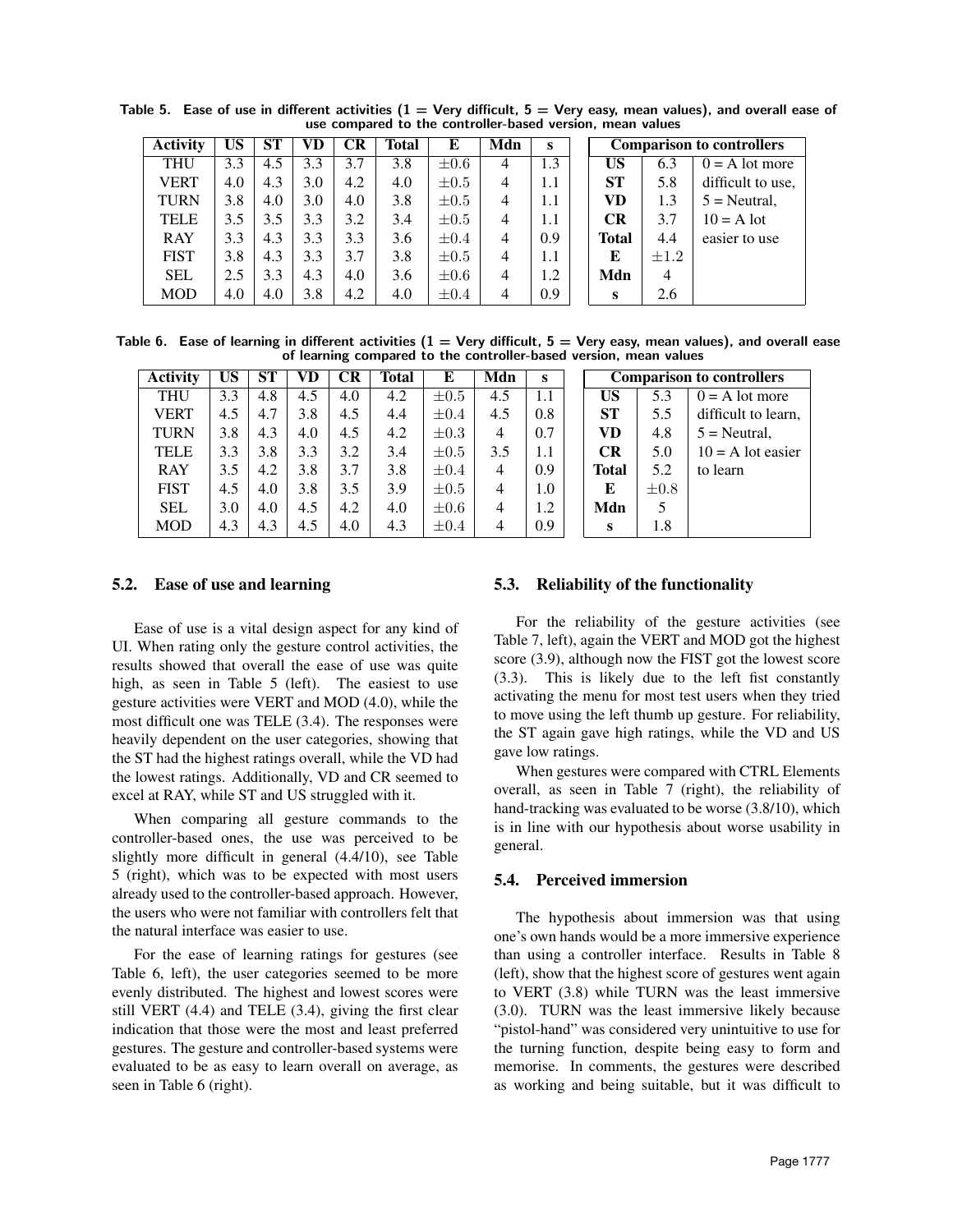Table 5. Ease of use in different activities (1 = Very difficult, 5 = Very easy, mean values), and overall ease of use compared to the controller-based version, mean values

| Activity | US | ST | VD | CR | Total | E | Mdn | s |
|---|---|---|---|---|---|---|---|---|
| THU | 3.3 | 4.5 | 3.3 | 3.7 | 3.8 | ±0.6 | 4 | 1.3 |
| VERT | 4.0 | 4.3 | 3.0 | 4.2 | 4.0 | ±0.5 | 4 | 1.1 |
| TURN | 3.8 | 4.0 | 3.0 | 4.0 | 3.8 | ±0.5 | 4 | 1.1 |
| TELE | 3.5 | 3.5 | 3.3 | 3.2 | 3.4 | ±0.5 | 4 | 1.1 |
| RAY | 3.3 | 4.3 | 3.3 | 3.3 | 3.6 | ±0.4 | 4 | 0.9 |
| FIST | 3.8 | 4.3 | 3.3 | 3.7 | 3.8 | ±0.5 | 4 | 1.1 |
| SEL | 2.5 | 3.3 | 4.3 | 4.0 | 3.6 | ±0.6 | 4 | 1.2 |
| MOD | 4.0 | 4.0 | 3.8 | 4.2 | 4.0 | ±0.4 | 4 | 0.9 |

| Comparison to controllers | | |
|---|---|---|
| US | 6.3 | 0 = A lot more difficult to use, 5 = Neutral, 10 = A lot easier to use |
| ST | 5.8 | |
| VD | 1.3 | |
| CR | 3.7 | |
| Total | 4.4 | |
| E | ±1.2 | |
| Mdn | 4 | |
| s | 2.6 | |

Table 6. Ease of learning in different activities (1 = Very difficult, 5 = Very easy, mean values), and overall ease of learning compared to the controller-based version, mean values

| Activity | US | ST | VD | CR | Total | E | Mdn | s |
|---|---|---|---|---|---|---|---|---|
| THU | 3.3 | 4.8 | 4.5 | 4.0 | 4.2 | ±0.5 | 4.5 | 1.1 |
| VERT | 4.5 | 4.7 | 3.8 | 4.5 | 4.4 | ±0.4 | 4.5 | 0.8 |
| TURN | 3.8 | 4.3 | 4.0 | 4.5 | 4.2 | ±0.3 | 4 | 0.7 |
| TELE | 3.3 | 3.8 | 3.3 | 3.2 | 3.4 | ±0.5 | 3.5 | 1.1 |
| RAY | 3.5 | 4.2 | 3.8 | 3.7 | 3.8 | ±0.4 | 4 | 0.9 |
| FIST | 4.5 | 4.0 | 3.8 | 3.5 | 3.9 | ±0.5 | 4 | 1.0 |
| SEL | 3.0 | 4.0 | 4.5 | 4.2 | 4.0 | ±0.6 | 4 | 1.2 |
| MOD | 4.3 | 4.3 | 4.5 | 4.0 | 4.3 | ±0.4 | 4 | 0.9 |

| Comparison to controllers | | |
|---|---|---|
| US | 5.3 | 0 = A lot more difficult to learn, 5 = Neutral, 10 = A lot easier to learn |
| ST | 5.5 | |
| VD | 4.8 | |
| CR | 5.0 | |
| Total | 5.2 | |
| E | ±0.8 | |
| Mdn | 5 | |
| s | 1.8 | |

### 5.2. Ease of use and learning

Ease of use is a vital design aspect for any kind of UI. When rating only the gesture control activities, the results showed that overall the ease of use was quite high, as seen in Table 5 (left). The easiest to use gesture activities were VERT and MOD (4.0), while the most difficult one was TELE (3.4). The responses were heavily dependent on the user categories, showing that the ST had the highest ratings overall, while the VD had the lowest ratings. Additionally, VD and CR seemed to excel at RAY, while ST and US struggled with it.

When comparing all gesture commands to the controller-based ones, the use was perceived to be slightly more difficult in general (4.4/10), see Table 5 (right), which was to be expected with most users already used to the controller-based approach. However, the users who were not familiar with controllers felt that the natural interface was easier to use.

For the ease of learning ratings for gestures (see Table 6, left), the user categories seemed to be more evenly distributed. The highest and lowest scores were still VERT (4.4) and TELE (3.4), giving the first clear indication that those were the most and least preferred gestures. The gesture and controller-based systems were evaluated to be as easy to learn overall on average, as seen in Table 6 (right).

### 5.3. Reliability of the functionality

For the reliability of the gesture activities (see Table 7, left), again the VERT and MOD got the highest score (3.9), although now the FIST got the lowest score (3.3). This is likely due to the left fist constantly activating the menu for most test users when they tried to move using the left thumb up gesture. For reliability, the ST again gave high ratings, while the VD and US gave low ratings.

When gestures were compared with CTRL Elements overall, as seen in Table 7 (right), the reliability of hand-tracking was evaluated to be worse (3.8/10), which is in line with our hypothesis about worse usability in general.

### 5.4. Perceived immersion

The hypothesis about immersion was that using one's own hands would be a more immersive experience than using a controller interface. Results in Table 8 (left), show that the highest score of gestures went again to VERT (3.8) while TURN was the least immersive (3.0). TURN was the least immersive likely because "pistol-hand" was considered very unintuitive to use for the turning function, despite being easy to form and memorise. In comments, the gestures were described as working and being suitable, but it was difficult to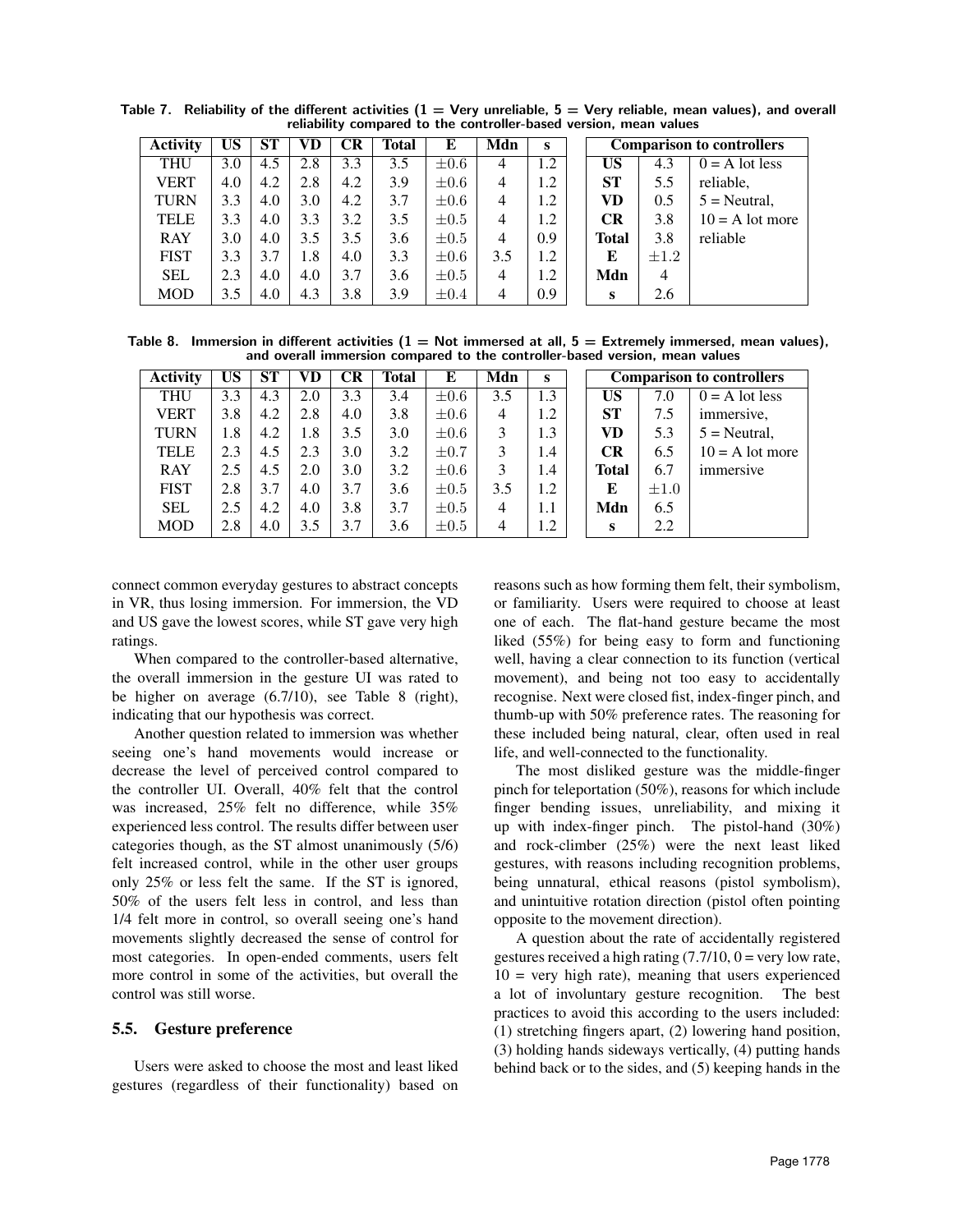Table 7. Reliability of the different activities (1 = Very unreliable, 5 = Very reliable, mean values), and overall reliability compared to the controller-based version, mean values

| Activity | US | ST | VD | CR | Total | E | Mdn | s |
|---|---|---|---|---|---|---|---|---|
| THU | 3.0 | 4.5 | 2.8 | 3.3 | 3.5 | ±0.6 | 4 | 1.2 |
| VERT | 4.0 | 4.2 | 2.8 | 4.2 | 3.9 | ±0.6 | 4 | 1.2 |
| TURN | 3.3 | 4.0 | 3.0 | 4.2 | 3.7 | ±0.6 | 4 | 1.2 |
| TELE | 3.3 | 4.0 | 3.3 | 3.2 | 3.5 | ±0.5 | 4 | 1.2 |
| RAY | 3.0 | 4.0 | 3.5 | 3.5 | 3.6 | ±0.5 | 4 | 0.9 |
| FIST | 3.3 | 3.7 | 1.8 | 4.0 | 3.3 | ±0.6 | 3.5 | 1.2 |
| SEL | 2.3 | 4.0 | 4.0 | 3.7 | 3.6 | ±0.5 | 4 | 1.2 |
| MOD | 3.5 | 4.0 | 4.3 | 3.8 | 3.9 | ±0.4 | 4 | 0.9 |

| Comparison to controllers | | |
|---|---|---|
| **US** | 4.3 | 0 = A lot less reliable, |
| **ST** | 5.5 | 5 = Neutral, |
| **VD** | 0.5 | 10 = A lot more reliable |
| **CR** | 3.8 | |
| **Total** | 3.8 | |
| **E** | ±1.2 | |
| **Mdn** | 4 | |
| **s** | 2.6 | |

Table 8. Immersion in different activities (1 = Not immersed at all, 5 = Extremely immersed, mean values), and overall immersion compared to the controller-based version, mean values

| Activity | US | ST | VD | CR | Total | E | Mdn | s |
|---|---|---|---|---|---|---|---|---|
| THU | 3.3 | 4.3 | 2.0 | 3.3 | 3.4 | ±0.6 | 3.5 | 1.3 |
| VERT | 3.8 | 4.2 | 2.8 | 4.0 | 3.8 | ±0.6 | 4 | 1.2 |
| TURN | 1.8 | 4.2 | 1.8 | 3.5 | 3.0 | ±0.6 | 3 | 1.3 |
| TELE | 2.3 | 4.5 | 2.3 | 3.0 | 3.2 | ±0.7 | 3 | 1.4 |
| RAY | 2.5 | 4.5 | 2.0 | 3.0 | 3.2 | ±0.6 | 3 | 1.4 |
| FIST | 2.8 | 3.7 | 4.0 | 3.7 | 3.6 | ±0.5 | 3.5 | 1.2 |
| SEL | 2.5 | 4.2 | 4.0 | 3.8 | 3.7 | ±0.5 | 4 | 1.1 |
| MOD | 2.8 | 4.0 | 3.5 | 3.7 | 3.6 | ±0.5 | 4 | 1.2 |

| Comparison to controllers | | |
|---|---|---|
| **US** | 7.0 | 0 = A lot less immersive, |
| **ST** | 7.5 | 5 = Neutral, |
| **VD** | 5.3 | 10 = A lot more immersive |
| **CR** | 6.5 | |
| **Total** | 6.7 | |
| **E** | ±1.0 | |
| **Mdn** | 6.5 | |
| **s** | 2.2 | |

connect common everyday gestures to abstract concepts in VR, thus losing immersion. For immersion, the VD and US gave the lowest scores, while ST gave very high ratings.

When compared to the controller-based alternative, the overall immersion in the gesture UI was rated to be higher on average (6.7/10), see Table 8 (right), indicating that our hypothesis was correct.

Another question related to immersion was whether seeing one's hand movements would increase or decrease the level of perceived control compared to the controller UI. Overall, 40% felt that the control was increased, 25% felt no difference, while 35% experienced less control. The results differ between user categories though, as the ST almost unanimously (5/6) felt increased control, while in the other user groups only 25% or less felt the same. If the ST is ignored, 50% of the users felt less in control, and less than 1/4 felt more in control, so overall seeing one's hand movements slightly decreased the sense of control for most categories. In open-ended comments, users felt more control in some of the activities, but overall the control was still worse.

### 5.5. Gesture preference

Users were asked to choose the most and least liked gestures (regardless of their functionality) based on reasons such as how forming them felt, their symbolism, or familiarity. Users were required to choose at least one of each. The flat-hand gesture became the most liked (55%) for being easy to form and functioning well, having a clear connection to its function (vertical movement), and being not too easy to accidentally recognise. Next were closed fist, index-finger pinch, and thumb-up with 50% preference rates. The reasoning for these included being natural, clear, often used in real life, and well-connected to the functionality.

The most disliked gesture was the middle-finger pinch for teleportation (50%), reasons for which include finger bending issues, unreliability, and mixing it up with index-finger pinch. The pistol-hand (30%) and rock-climber (25%) were the next least liked gestures, with reasons including recognition problems, being unnatural, ethical reasons (pistol symbolism), and unintuitive rotation direction (pistol often pointing opposite to the movement direction).

A question about the rate of accidentally registered gestures received a high rating (7.7/10, 0 = very low rate, 10 = very high rate), meaning that users experienced a lot of involuntary gesture recognition. The best practices to avoid this according to the users included: (1) stretching fingers apart, (2) lowering hand position, (3) holding hands sideways vertically, (4) putting hands behind back or to the sides, and (5) keeping hands in the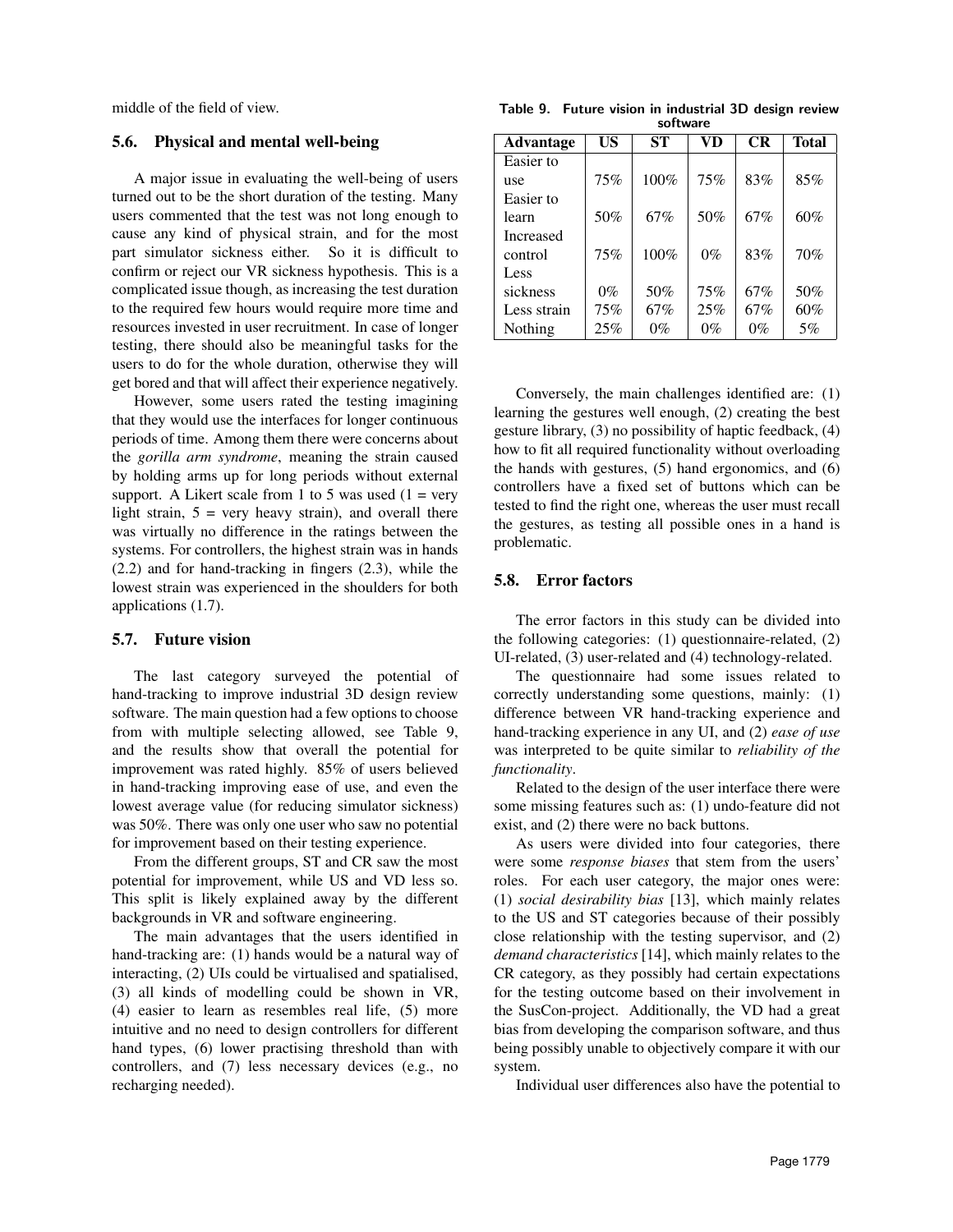middle of the field of view.

### 5.6. Physical and mental well-being

A major issue in evaluating the well-being of users turned out to be the short duration of the testing. Many users commented that the test was not long enough to cause any kind of physical strain, and for the most part simulator sickness either. So it is difficult to confirm or reject our VR sickness hypothesis. This is a complicated issue though, as increasing the test duration to the required few hours would require more time and resources invested in user recruitment. In case of longer testing, there should also be meaningful tasks for the users to do for the whole duration, otherwise they will get bored and that will affect their experience negatively.

However, some users rated the testing imagining that they would use the interfaces for longer continuous periods of time. Among them there were concerns about the *gorilla arm syndrome*, meaning the strain caused by holding arms up for long periods without external support. A Likert scale from 1 to 5 was used (1 = very light strain, 5 = very heavy strain), and overall there was virtually no difference in the ratings between the systems. For controllers, the highest strain was in hands (2.2) and for hand-tracking in fingers (2.3), while the lowest strain was experienced in the shoulders for both applications (1.7).

### 5.7. Future vision

The last category surveyed the potential of hand-tracking to improve industrial 3D design review software. The main question had a few options to choose from with multiple selecting allowed, see Table 9, and the results show that overall the potential for improvement was rated highly. 85% of users believed in hand-tracking improving ease of use, and even the lowest average value (for reducing simulator sickness) was 50%. There was only one user who saw no potential for improvement based on their testing experience.

From the different groups, ST and CR saw the most potential for improvement, while US and VD less so. This split is likely explained away by the different backgrounds in VR and software engineering.

The main advantages that the users identified in hand-tracking are: (1) hands would be a natural way of interacting, (2) UIs could be virtualised and spatialised, (3) all kinds of modelling could be shown in VR, (4) easier to learn as resembles real life, (5) more intuitive and no need to design controllers for different hand types, (6) lower practising threshold than with controllers, and (7) less necessary devices (e.g., no recharging needed).

**Table 9. Future vision in industrial 3D design review software**

| Advantage | US | ST | VD | CR | Total |
|---|---|---|---|---|---|
| Easier to use | 75% | 100% | 75% | 83% | 85% |
| Easier to learn | 50% | 67% | 50% | 67% | 60% |
| Increased control | 75% | 100% | 0% | 83% | 70% |
| Less sickness | 0% | 50% | 75% | 67% | 50% |
| Less strain | 75% | 67% | 25% | 67% | 60% |
| Nothing | 25% | 0% | 0% | 0% | 5% |

Conversely, the main challenges identified are: (1) learning the gestures well enough, (2) creating the best gesture library, (3) no possibility of haptic feedback, (4) how to fit all required functionality without overloading the hands with gestures, (5) hand ergonomics, and (6) controllers have a fixed set of buttons which can be tested to find the right one, whereas the user must recall the gestures, as testing all possible ones in a hand is problematic.

### 5.8. Error factors

The error factors in this study can be divided into the following categories: (1) questionnaire-related, (2) UI-related, (3) user-related and (4) technology-related.

The questionnaire had some issues related to correctly understanding some questions, mainly: (1) difference between VR hand-tracking experience and hand-tracking experience in any UI, and (2) *ease of use* was interpreted to be quite similar to *reliability of the functionality*.

Related to the design of the user interface there were some missing features such as: (1) undo-feature did not exist, and (2) there were no back buttons.

As users were divided into four categories, there were some *response biases* that stem from the users' roles. For each user category, the major ones were: (1) *social desirability bias* [13], which mainly relates to the US and ST categories because of their possibly close relationship with the testing supervisor, and (2) *demand characteristics* [14], which mainly relates to the CR category, as they possibly had certain expectations for the testing outcome based on their involvement in the SusCon-project. Additionally, the VD had a great bias from developing the comparison software, and thus being possibly unable to objectively compare it with our system.

Individual user differences also have the potential to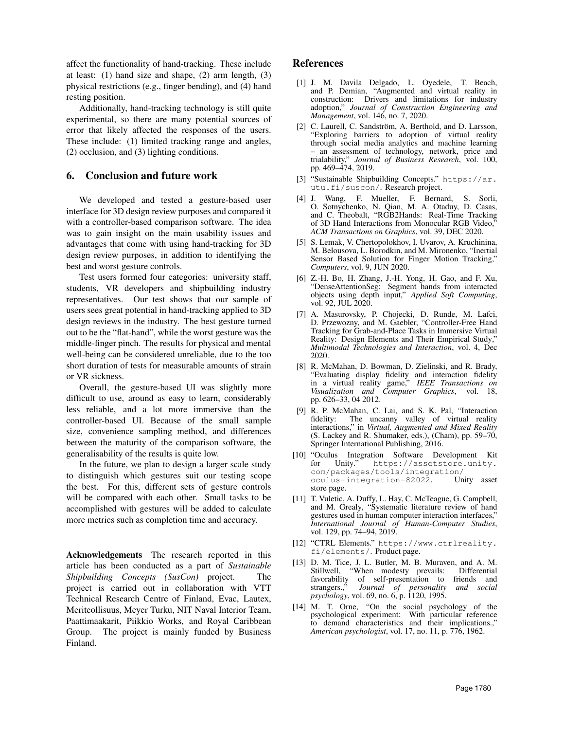affect the functionality of hand-tracking. These include at least: (1) hand size and shape, (2) arm length, (3) physical restrictions (e.g., finger bending), and (4) hand resting position.

Additionally, hand-tracking technology is still quite experimental, so there are many potential sources of error that likely affected the responses of the users. These include: (1) limited tracking range and angles, (2) occlusion, and (3) lighting conditions.

## 6. Conclusion and future work

We developed and tested a gesture-based user interface for 3D design review purposes and compared it with a controller-based comparison software. The idea was to gain insight on the main usability issues and advantages that come with using hand-tracking for 3D design review purposes, in addition to identifying the best and worst gesture controls.

Test users formed four categories: university staff, students, VR developers and shipbuilding industry representatives. Our test shows that our sample of users sees great potential in hand-tracking applied to 3D design reviews in the industry. The best gesture turned out to be the "flat-hand", while the worst gesture was the middle-finger pinch. The results for physical and mental well-being can be considered unreliable, due to the too short duration of tests for measurable amounts of strain or VR sickness.

Overall, the gesture-based UI was slightly more difficult to use, around as easy to learn, considerably less reliable, and a lot more immersive than the controller-based UI. Because of the small sample size, convenience sampling method, and differences between the maturity of the comparison software, the generalisability of the results is quite low.

In the future, we plan to design a larger scale study to distinguish which gestures suit our testing scope the best. For this, different sets of gesture controls will be compared with each other. Small tasks to be accomplished with gestures will be added to calculate more metrics such as completion time and accuracy.

**Acknowledgements** The research reported in this article has been conducted as a part of *Sustainable Shipbuilding Concepts (SusCon)* project. The project is carried out in collaboration with VTT Technical Research Centre of Finland, Evac, Lautex, Meriteollisuus, Meyer Turku, NIT Naval Interior Team, Paattimaakarit, Piikkio Works, and Royal Caribbean Group. The project is mainly funded by Business Finland.

## References

[1] J. M. Davila Delgado, L. Oyedele, T. Beach, and P. Demian, "Augmented and virtual reality in construction: Drivers and limitations for industry adoption," *Journal of Construction Engineering and Management*, vol. 146, no. 7, 2020.

[2] C. Laurell, C. Sandström, A. Berthold, and D. Larsson, "Exploring barriers to adoption of virtual reality through social media analytics and machine learning – an assessment of technology, network, price and trialability," *Journal of Business Research*, vol. 100, pp. 469–474, 2019.

[3] "Sustainable Shipbuilding Concepts." https://ar.utu.fi/suscon/. Research project.

[4] J. Wang, F. Mueller, F. Bernard, S. Sorli, O. Sotnychenko, N. Qian, M. A. Otaduy, D. Casas, and C. Theobalt, "RGB2Hands: Real-Time Tracking of 3D Hand Interactions from Monocular RGB Video," *ACM Transactions on Graphics*, vol. 39, DEC 2020.

[5] S. Lemak, V. Chertopolokhov, I. Uvarov, A. Kruchinina, M. Belousova, L. Borodkin, and M. Mironenko, "Inertial Sensor Based Solution for Finger Motion Tracking," *Computers*, vol. 9, JUN 2020.

[6] Z.-H. Bo, H. Zhang, J.-H. Yong, H. Gao, and F. Xu, "DenseAttentionSeg: Segment hands from interacted objects using depth input," *Applied Soft Computing*, vol. 92, JUL 2020.

[7] A. Masurovsky, P. Chojecki, D. Runde, M. Lafci, D. Przewozny, and M. Gaebler, "Controller-Free Hand Tracking for Grab-and-Place Tasks in Immersive Virtual Reality: Design Elements and Their Empirical Study," *Multimodal Technologies and Interaction*, vol. 4, Dec 2020.

[8] R. McMahan, D. Bowman, D. Zielinski, and R. Brady, "Evaluating display fidelity and interaction fidelity in a virtual reality game," *IEEE Transactions on Visualization and Computer Graphics*, vol. 18, pp. 626–33, 04 2012.

[9] R. P. McMahan, C. Lai, and S. K. Pal, "Interaction fidelity: The uncanny valley of virtual reality interactions," in *Virtual, Augmented and Mixed Reality* (S. Lackey and R. Shumaker, eds.), (Cham), pp. 59–70, Springer International Publishing, 2016.

[10] "Oculus Integration Software Development Kit for Unity." https://assetstore.unity.com/packages/tools/integration/oculus-integration-82022. Unity asset store page.

[11] T. Vuletic, A. Duffy, L. Hay, C. McTeague, G. Campbell, and M. Grealy, "Systematic literature review of hand gestures used in human computer interaction interfaces," *International Journal of Human-Computer Studies*, vol. 129, pp. 74–94, 2019.

[12] "CTRL Elements." https://www.ctrlreality.fi/elements/. Product page.

[13] D. M. Tice, J. L. Butler, M. B. Muraven, and A. M. Stillwell, "When modesty prevails: Differential favorability of self-presentation to friends and strangers.," *Journal of personality and social psychology*, vol. 69, no. 6, p. 1120, 1995.

[14] M. T. Orne, "On the social psychology of the psychological experiment: With particular reference to demand characteristics and their implications.," *American psychologist*, vol. 17, no. 11, p. 776, 1962.